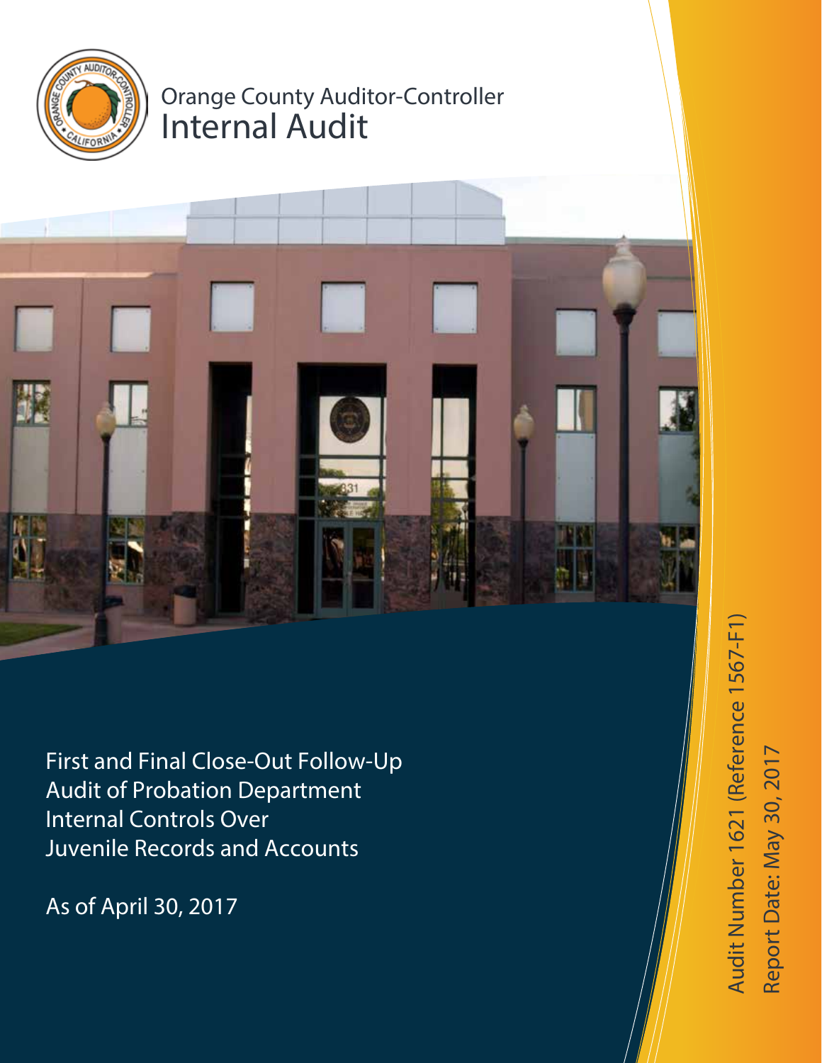Orange County Auditor-Controller

# Internal Audit

## First and Final Close-Out Follow-Up Audit of Probation Department Internal Controls Over Juvenile Records and Accounts

As of April 30, 2017

Audit Number 1621 (Reference 1567-F1)

Report Date: May 30, 2017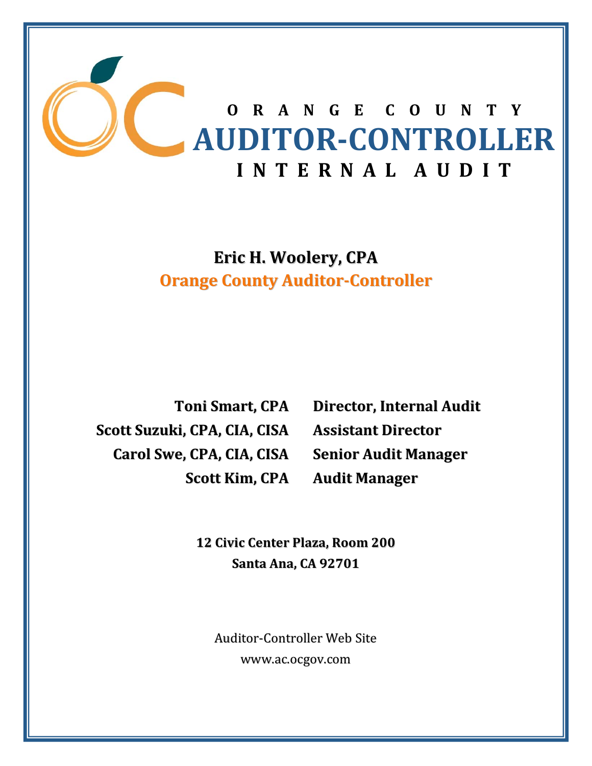# ORANGE COUNTY AUDITOR-CONTROLLER INTERNAL AUDIT

**Eric H. Woolery, CPA**
**Orange County Auditor-Controller**

| | |
|---|---|
| **Toni Smart, CPA** | **Director, Internal Audit** |
| **Scott Suzuki, CPA, CIA, CISA** | **Assistant Director** |
| **Carol Swe, CPA, CIA, CISA** | **Senior Audit Manager** |
| **Scott Kim, CPA** | **Audit Manager** |

**12 Civic Center Plaza, Room 200**
**Santa Ana, CA 92701**

Auditor-Controller Web Site
www.ac.ocgov.com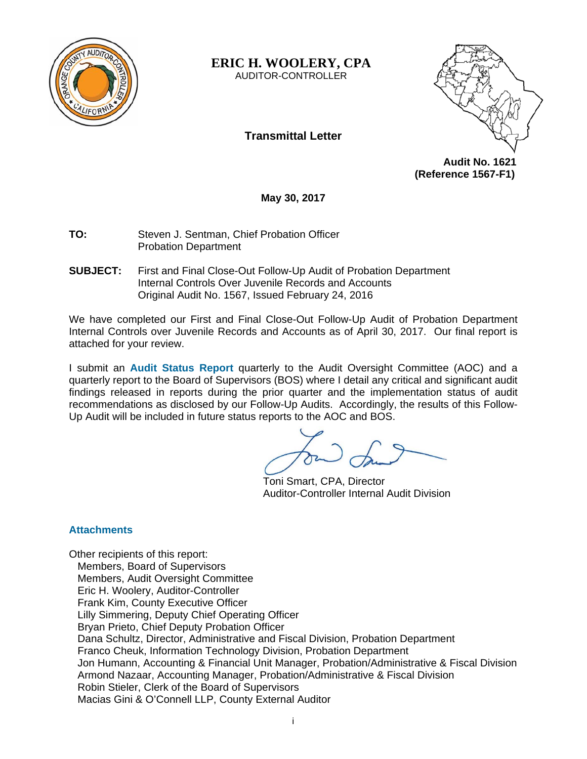**ERIC H. WOOLERY, CPA**
AUDITOR-CONTROLLER

## Transmittal Letter

**Audit No. 1621**
**(Reference 1567-F1)**

**May 30, 2017**

**TO:** Steven J. Sentman, Chief Probation Officer
Probation Department

**SUBJECT:** First and Final Close-Out Follow-Up Audit of Probation Department Internal Controls Over Juvenile Records and Accounts
Original Audit No. 1567, Issued February 24, 2016

We have completed our First and Final Close-Out Follow-Up Audit of Probation Department Internal Controls over Juvenile Records and Accounts as of April 30, 2017. Our final report is attached for your review.

I submit an **Audit Status Report** quarterly to the Audit Oversight Committee (AOC) and a quarterly report to the Board of Supervisors (BOS) where I detail any critical and significant audit findings released in reports during the prior quarter and the implementation status of audit recommendations as disclosed by our Follow-Up Audits. Accordingly, the results of this Follow-Up Audit will be included in future status reports to the AOC and BOS.

Toni Smart, CPA, Director
Auditor-Controller Internal Audit Division

**Attachments**

Other recipients of this report:
- Members, Board of Supervisors
- Members, Audit Oversight Committee
- Eric H. Woolery, Auditor-Controller
- Frank Kim, County Executive Officer
- Lilly Simmering, Deputy Chief Operating Officer
- Bryan Prieto, Chief Deputy Probation Officer
- Dana Schultz, Director, Administrative and Fiscal Division, Probation Department
- Franco Cheuk, Information Technology Division, Probation Department
- Jon Humann, Accounting & Financial Unit Manager, Probation/Administrative & Fiscal Division
- Armond Nazaar, Accounting Manager, Probation/Administrative & Fiscal Division
- Robin Stieler, Clerk of the Board of Supervisors
- Macias Gini & O'Connell LLP, County External Auditor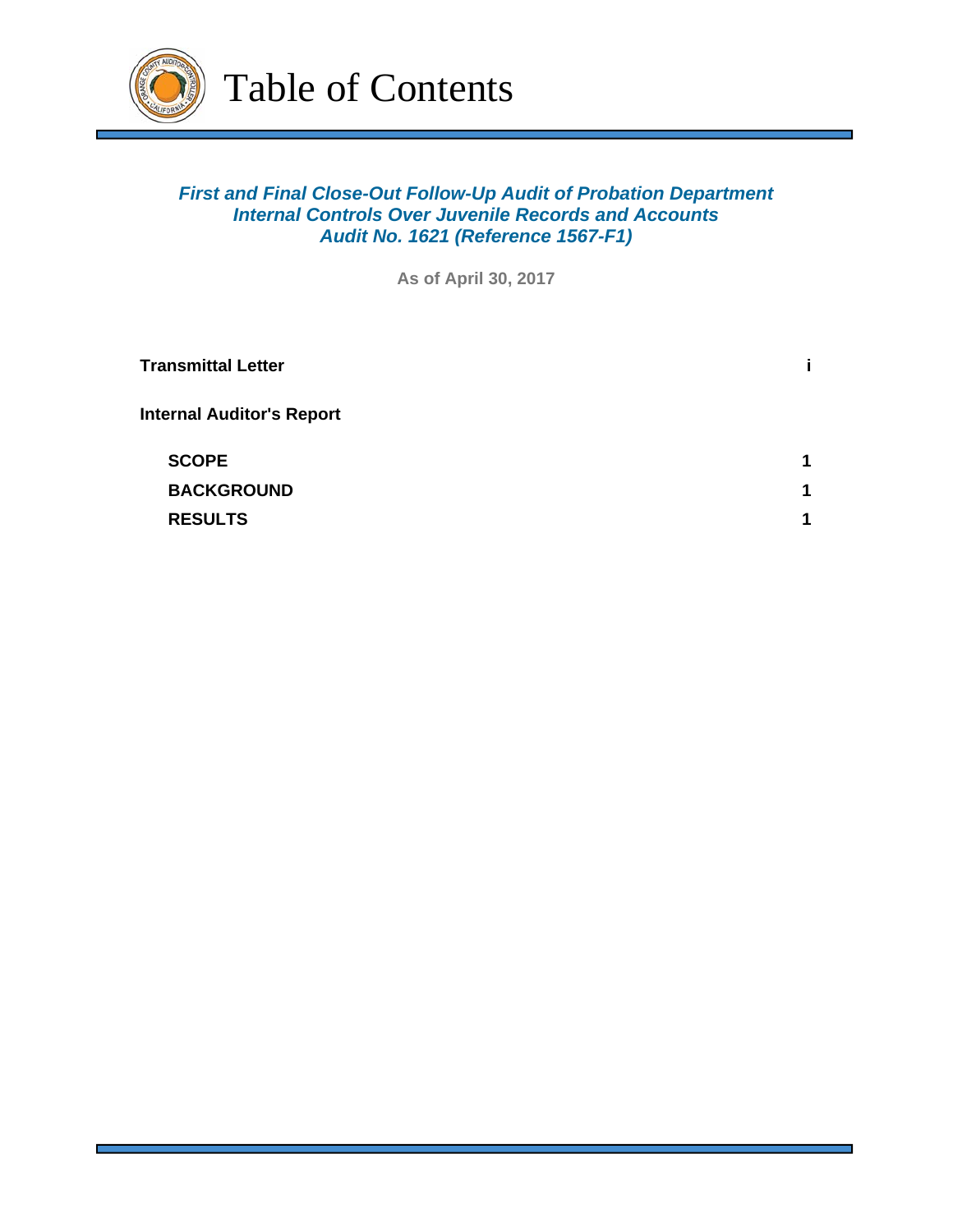# Table of Contents

***First and Final Close-Out Follow-Up Audit of Probation Department Internal Controls Over Juvenile Records and Accounts Audit No. 1621 (Reference 1567-F1)***

**As of April 30, 2017**

| | |
|---|---|
| **Transmittal Letter** | **i** |
| **Internal Auditor's Report** | |
| **SCOPE** | **1** |
| **BACKGROUND** | **1** |
| **RESULTS** | **1** |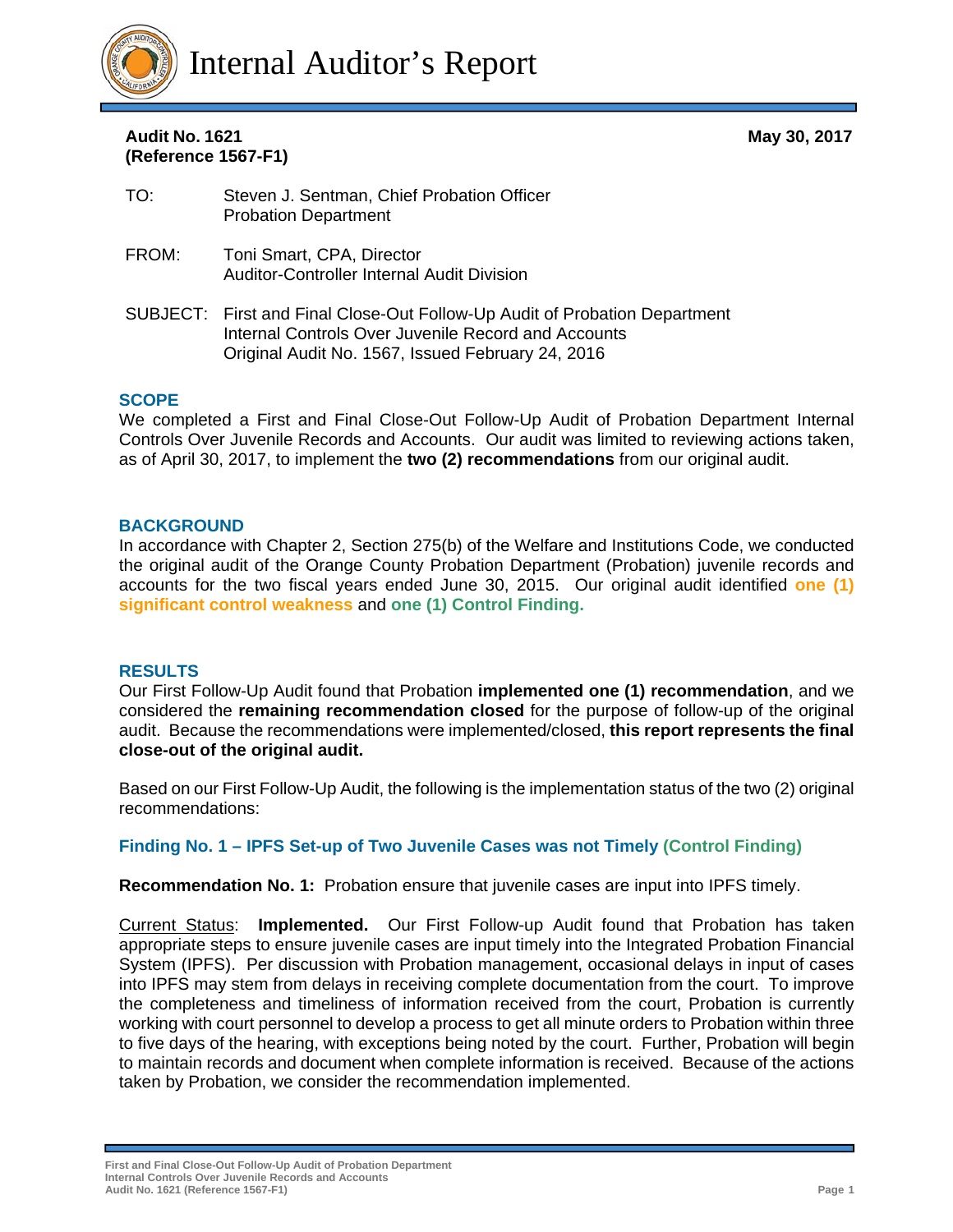# Internal Auditor's Report

**Audit No. 1621**
**(Reference 1567-F1)**

**May 30, 2017**

| | |
|---|---|
| TO: | Steven J. Sentman, Chief Probation Officer<br>Probation Department |
| FROM: | Toni Smart, CPA, Director<br>Auditor-Controller Internal Audit Division |
| SUBJECT: | First and Final Close-Out Follow-Up Audit of Probation Department Internal Controls Over Juvenile Record and Accounts<br>Original Audit No. 1567, Issued February 24, 2016 |

## SCOPE

We completed a First and Final Close-Out Follow-Up Audit of Probation Department Internal Controls Over Juvenile Records and Accounts. Our audit was limited to reviewing actions taken, as of April 30, 2017, to implement the **two (2) recommendations** from our original audit.

## BACKGROUND

In accordance with Chapter 2, Section 275(b) of the Welfare and Institutions Code, we conducted the original audit of the Orange County Probation Department (Probation) juvenile records and accounts for the two fiscal years ended June 30, 2015. Our original audit identified **one (1) significant control weakness** and **one (1) Control Finding.**

## RESULTS

Our First Follow-Up Audit found that Probation **implemented one (1) recommendation**, and we considered the **remaining recommendation closed** for the purpose of follow-up of the original audit. Because the recommendations were implemented/closed, **this report represents the final close-out of the original audit.**

Based on our First Follow-Up Audit, the following is the implementation status of the two (2) original recommendations:

### Finding No. 1 – IPFS Set-up of Two Juvenile Cases was not Timely (Control Finding)

**Recommendation No. 1:** Probation ensure that juvenile cases are input into IPFS timely.

Current Status: **Implemented.** Our First Follow-up Audit found that Probation has taken appropriate steps to ensure juvenile cases are input timely into the Integrated Probation Financial System (IPFS). Per discussion with Probation management, occasional delays in input of cases into IPFS may stem from delays in receiving complete documentation from the court. To improve the completeness and timeliness of information received from the court, Probation is currently working with court personnel to develop a process to get all minute orders to Probation within three to five days of the hearing, with exceptions being noted by the court. Further, Probation will begin to maintain records and document when complete information is received. Because of the actions taken by Probation, we consider the recommendation implemented.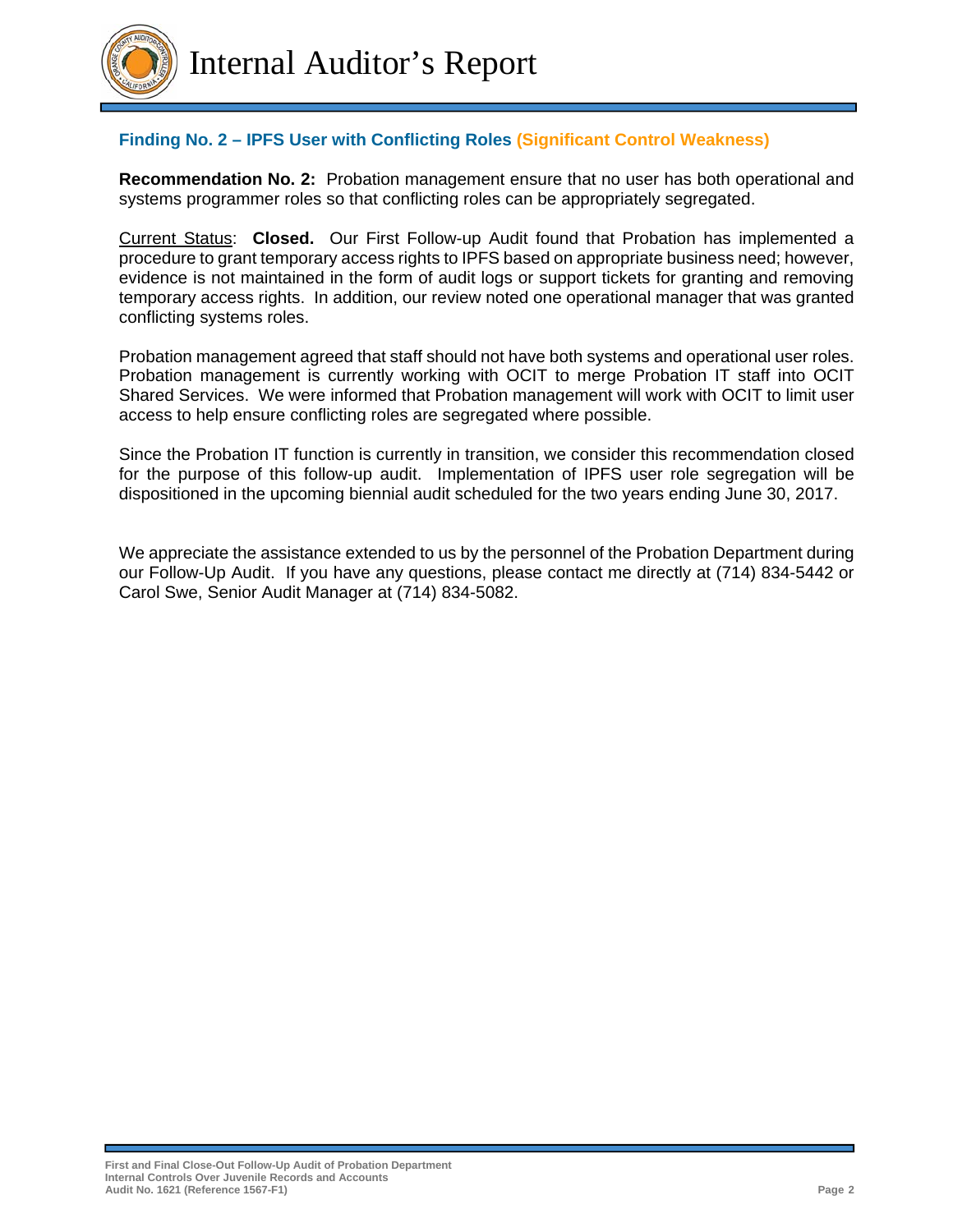### Finding No. 2 – IPFS User with Conflicting Roles (Significant Control Weakness)

**Recommendation No. 2:** Probation management ensure that no user has both operational and systems programmer roles so that conflicting roles can be appropriately segregated.

Current Status: **Closed.** Our First Follow-up Audit found that Probation has implemented a procedure to grant temporary access rights to IPFS based on appropriate business need; however, evidence is not maintained in the form of audit logs or support tickets for granting and removing temporary access rights. In addition, our review noted one operational manager that was granted conflicting systems roles.

Probation management agreed that staff should not have both systems and operational user roles. Probation management is currently working with OCIT to merge Probation IT staff into OCIT Shared Services. We were informed that Probation management will work with OCIT to limit user access to help ensure conflicting roles are segregated where possible.

Since the Probation IT function is currently in transition, we consider this recommendation closed for the purpose of this follow-up audit. Implementation of IPFS user role segregation will be dispositioned in the upcoming biennial audit scheduled for the two years ending June 30, 2017.

We appreciate the assistance extended to us by the personnel of the Probation Department during our Follow-Up Audit. If you have any questions, please contact me directly at (714) 834-5442 or Carol Swe, Senior Audit Manager at (714) 834-5082.